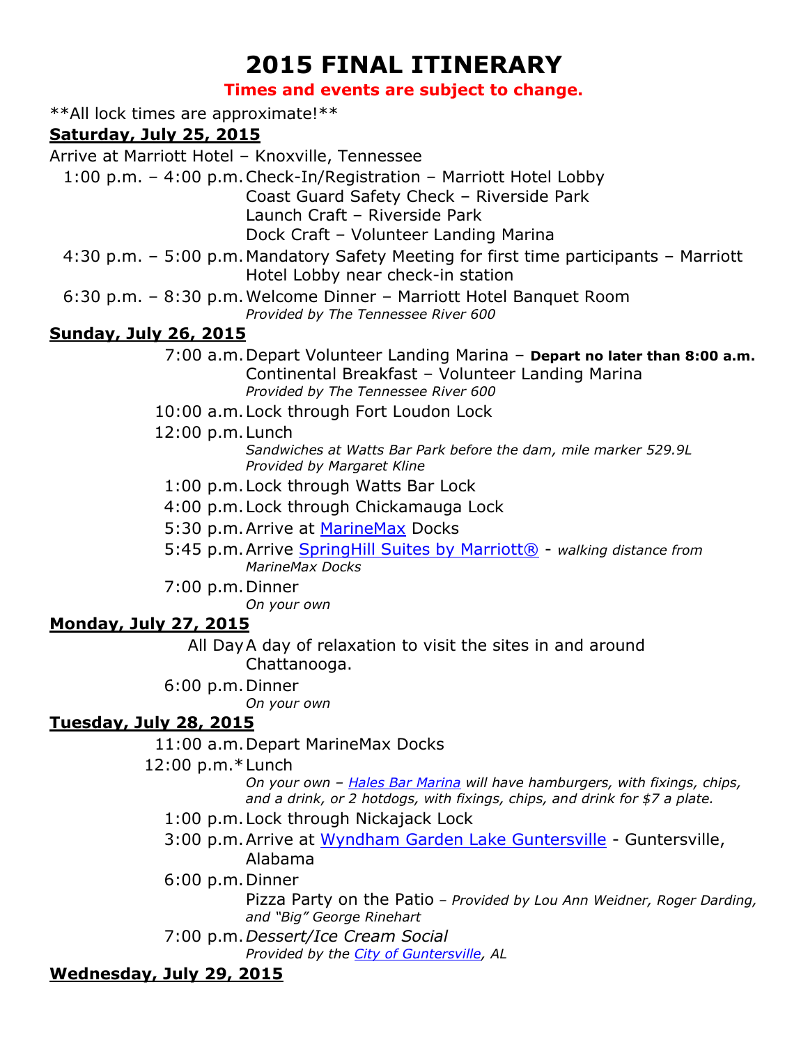# 2015 FINAL ITINERARY

**Times and events are subject to change.**

**All lock times are approximate!**

## Saturday, July 25, 2015

Arrive at Marriott Hotel – Knoxville, Tennessee

| | |
|---|---|
| 1:00 p.m. – 4:00 p.m. | Check-In/Registration – Marriott Hotel Lobby<br>Coast Guard Safety Check – Riverside Park<br>Launch Craft – Riverside Park<br>Dock Craft – Volunteer Landing Marina |
| 4:30 p.m. – 5:00 p.m. | Mandatory Safety Meeting for first time participants – Marriott Hotel Lobby near check-in station |
| 6:30 p.m. – 8:30 p.m. | Welcome Dinner – Marriott Hotel Banquet Room<br>*Provided by The Tennessee River 600* |

## Sunday, July 26, 2015

| | |
|---|---|
| 7:00 a.m. | Depart Volunteer Landing Marina – **Depart no later than 8:00 a.m.**<br>Continental Breakfast – Volunteer Landing Marina<br>*Provided by The Tennessee River 600* |
| 10:00 a.m. | Lock through Fort Loudon Lock |
| 12:00 p.m. | Lunch<br>*Sandwiches at Watts Bar Park before the dam, mile marker 529.9L*<br>*Provided by Margaret Kline* |
| 1:00 p.m. | Lock through Watts Bar Lock |
| 4:00 p.m. | Lock through Chickamauga Lock |
| 5:30 p.m. | Arrive at MarineMax Docks |
| 5:45 p.m. | Arrive SpringHill Suites by Marriott® - *walking distance from MarineMax Docks* |
| 7:00 p.m. | Dinner<br>*On your own* |

## Monday, July 27, 2015

| | |
|---|---|
| All Day | A day of relaxation to visit the sites in and around Chattanooga. |
| 6:00 p.m. | Dinner<br>*On your own* |

## Tuesday, July 28, 2015

| | |
|---|---|
| 11:00 a.m. | Depart MarineMax Docks |
| 12:00 p.m.* | Lunch<br>*On your own – Hales Bar Marina will have hamburgers, with fixings, chips, and a drink, or 2 hotdogs, with fixings, chips, and drink for $7 a plate.* |
| 1:00 p.m. | Lock through Nickajack Lock |
| 3:00 p.m. | Arrive at Wyndham Garden Lake Guntersville - Guntersville, Alabama |
| 6:00 p.m. | Dinner<br>Pizza Party on the Patio *– Provided by Lou Ann Weidner, Roger Darding, and "Big" George Rinehart* |
| 7:00 p.m. | *Dessert/Ice Cream Social*<br>*Provided by the City of Guntersville, AL* |

## Wednesday, July 29, 2015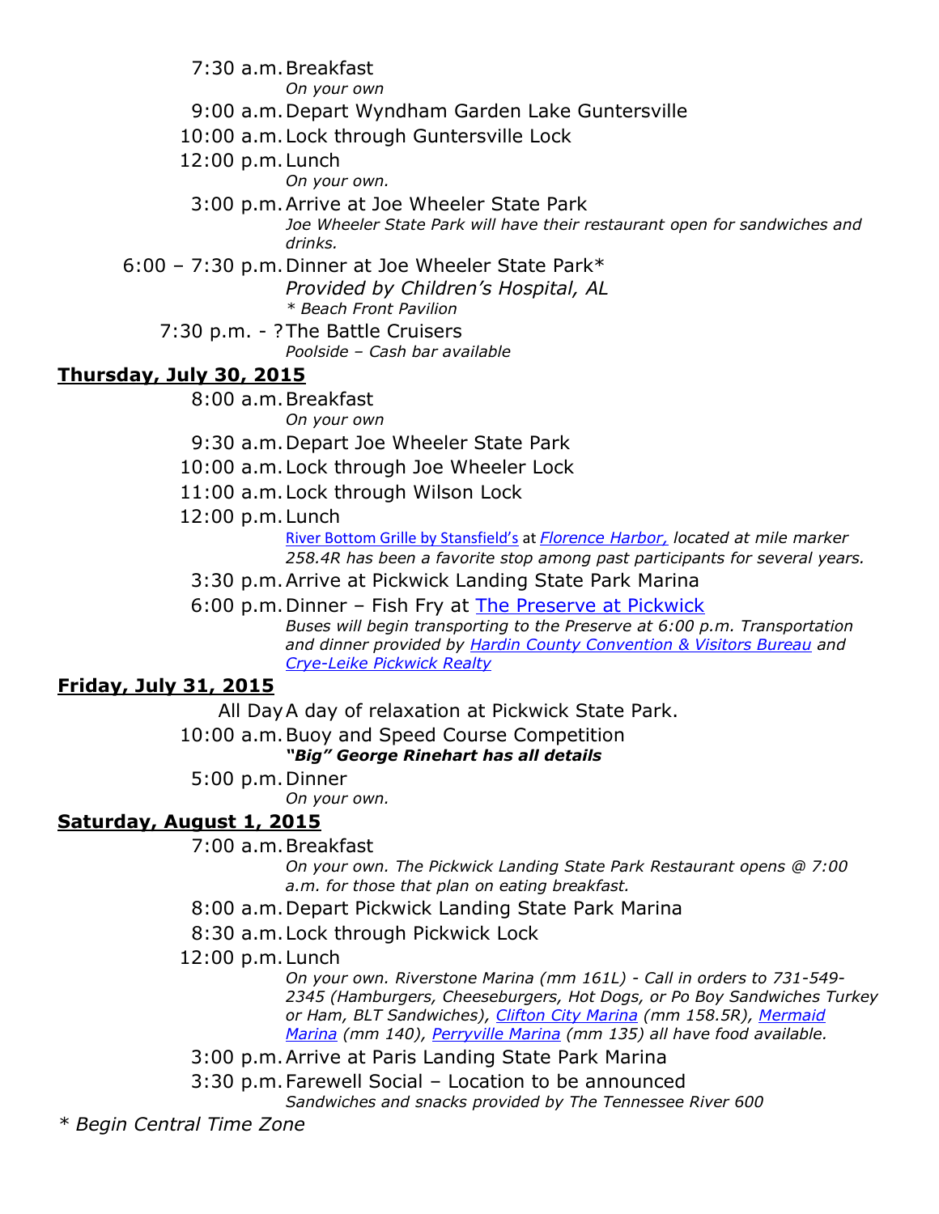7:30 a.m. Breakfast
*On your own*

9:00 a.m. Depart Wyndham Garden Lake Guntersville

10:00 a.m. Lock through Guntersville Lock

12:00 p.m. Lunch
*On your own.*

3:00 p.m. Arrive at Joe Wheeler State Park
*Joe Wheeler State Park will have their restaurant open for sandwiches and drinks.*

6:00 – 7:30 p.m. Dinner at Joe Wheeler State Park*
*Provided by Children's Hospital, AL*
*\* Beach Front Pavilion*

7:30 p.m. - ? The Battle Cruisers
*Poolside – Cash bar available*

## Thursday, July 30, 2015

8:00 a.m. Breakfast
*On your own*

9:30 a.m. Depart Joe Wheeler State Park

10:00 a.m. Lock through Joe Wheeler Lock

11:00 a.m. Lock through Wilson Lock

12:00 p.m. Lunch
River Bottom Grille by Stansfield's at *Florence Harbor, located at mile marker 258.4R has been a favorite stop among past participants for several years.*

3:30 p.m. Arrive at Pickwick Landing State Park Marina

6:00 p.m. Dinner – Fish Fry at The Preserve at Pickwick
*Buses will begin transporting to the Preserve at 6:00 p.m. Transportation and dinner provided by Hardin County Convention & Visitors Bureau and Crye-Leike Pickwick Realty*

## Friday, July 31, 2015

All Day A day of relaxation at Pickwick State Park.

10:00 a.m. Buoy and Speed Course Competition
***"Big" George Rinehart has all details***

5:00 p.m. Dinner
*On your own.*

## Saturday, August 1, 2015

7:00 a.m. Breakfast
*On your own. The Pickwick Landing State Park Restaurant opens @ 7:00 a.m. for those that plan on eating breakfast.*

8:00 a.m. Depart Pickwick Landing State Park Marina

8:30 a.m. Lock through Pickwick Lock

12:00 p.m. Lunch
*On your own. Riverstone Marina (mm 161L) - Call in orders to 731-549-2345 (Hamburgers, Cheeseburgers, Hot Dogs, or Po Boy Sandwiches Turkey or Ham, BLT Sandwiches), Clifton City Marina (mm 158.5R), Mermaid Marina (mm 140), Perryville Marina (mm 135) all have food available.*

3:00 p.m. Arrive at Paris Landing State Park Marina

3:30 p.m. Farewell Social – Location to be announced
*Sandwiches and snacks provided by The Tennessee River 600*

*\* Begin Central Time Zone*